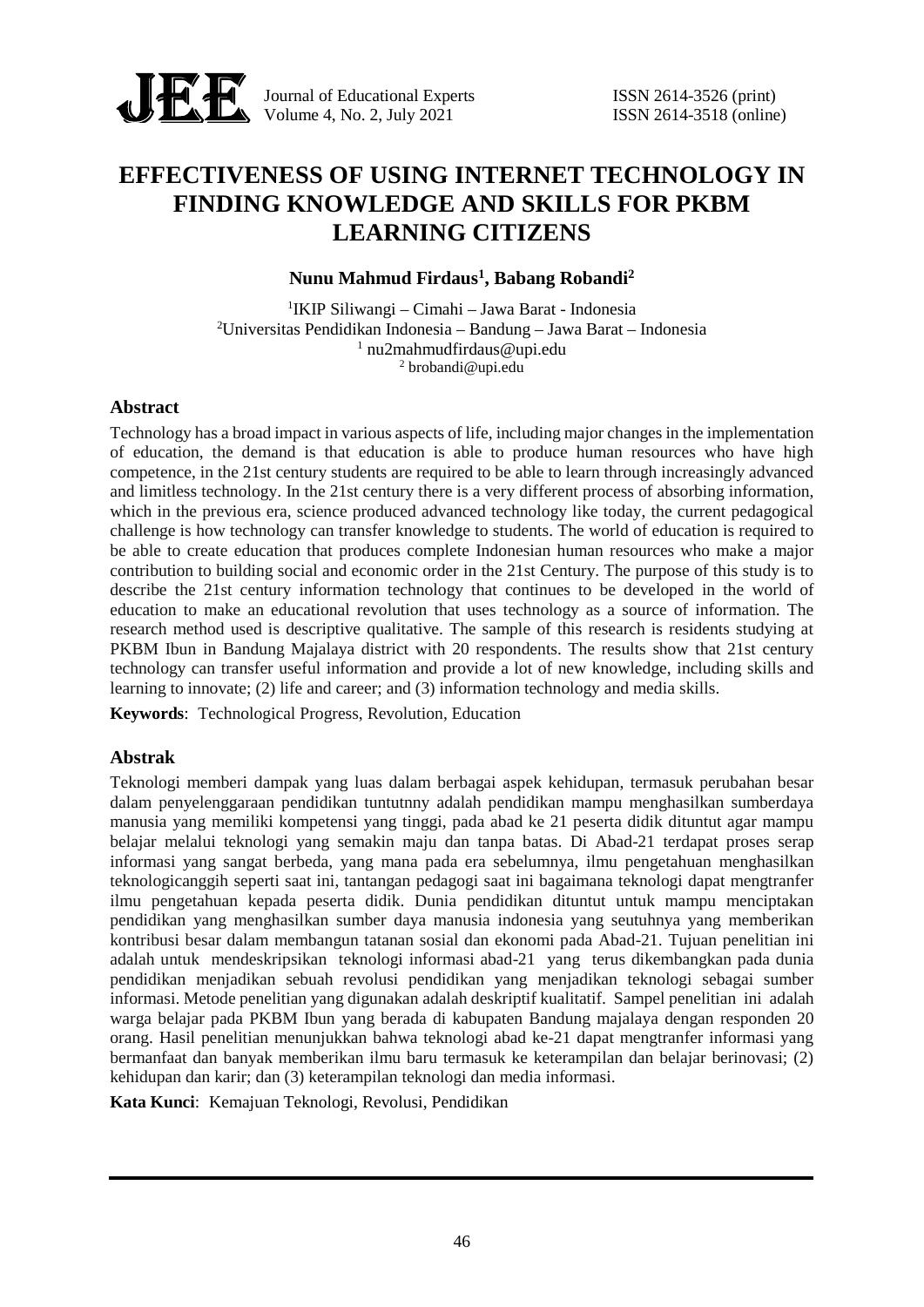# EFFECTIVENESS OF USING INTERNET TECHNOLOGY IN FINDING KNOWLEDGE AND SKILLS FOR PKBM LEARNING CITIZENS

**Nunu Mahmud Firdaus[1], Babang Robandi[2]**

[1]IKIP Siliwangi – Cimahi – Jawa Barat - Indonesia
[2]Universitas Pendidikan Indonesia – Bandung – Jawa Barat – Indonesia
[1] nu2mahmudfirdaus@upi.edu
[2] brobandi@upi.edu

## Abstract

Technology has a broad impact in various aspects of life, including major changes in the implementation of education, the demand is that education is able to produce human resources who have high competence, in the 21st century students are required to be able to learn through increasingly advanced and limitless technology. In the 21st century there is a very different process of absorbing information, which in the previous era, science produced advanced technology like today, the current pedagogical challenge is how technology can transfer knowledge to students. The world of education is required to be able to create education that produces complete Indonesian human resources who make a major contribution to building social and economic order in the 21st Century. The purpose of this study is to describe the 21st century information technology that continues to be developed in the world of education to make an educational revolution that uses technology as a source of information. The research method used is descriptive qualitative. The sample of this research is residents studying at PKBM Ibun in Bandung Majalaya district with 20 respondents. The results show that 21st century technology can transfer useful information and provide a lot of new knowledge, including skills and learning to innovate; (2) life and career; and (3) information technology and media skills.

**Keywords**: Technological Progress, Revolution, Education

## Abstrak

Teknologi memberi dampak yang luas dalam berbagai aspek kehidupan, termasuk perubahan besar dalam penyelenggaraan pendidikan tuntutnny adalah pendidikan mampu menghasilkan sumberdaya manusia yang memiliki kompetensi yang tinggi, pada abad ke 21 peserta didik dituntut agar mampu belajar melalui teknologi yang semakin maju dan tanpa batas. Di Abad-21 terdapat proses serap informasi yang sangat berbeda, yang mana pada era sebelumnya, ilmu pengetahuan menghasilkan teknologicanggih seperti saat ini, tantangan pedagogi saat ini bagaimana teknologi dapat mengtranfer ilmu pengetahuan kepada peserta didik. Dunia pendidikan dituntut untuk mampu menciptakan pendidikan yang menghasilkan sumber daya manusia indonesia yang seutuhnya yang memberikan kontribusi besar dalam membangun tatanan sosial dan ekonomi pada Abad-21. Tujuan penelitian ini adalah untuk mendeskripsikan teknologi informasi abad-21 yang terus dikembangkan pada dunia pendidikan menjadikan sebuah revolusi pendidikan yang menjadikan teknologi sebagai sumber informasi. Metode penelitian yang digunakan adalah deskriptif kualitatif. Sampel penelitian ini adalah warga belajar pada PKBM Ibun yang berada di kabupaten Bandung majalaya dengan responden 20 orang. Hasil penelitian menunjukkan bahwa teknologi abad ke-21 dapat mengtranfer informasi yang bermanfaat dan banyak memberikan ilmu baru termasuk ke keterampilan dan belajar berinovasi; (2) kehidupan dan karir; dan (3) keterampilan teknologi dan media informasi.

**Kata Kunci**: Kemajuan Teknologi, Revolusi, Pendidikan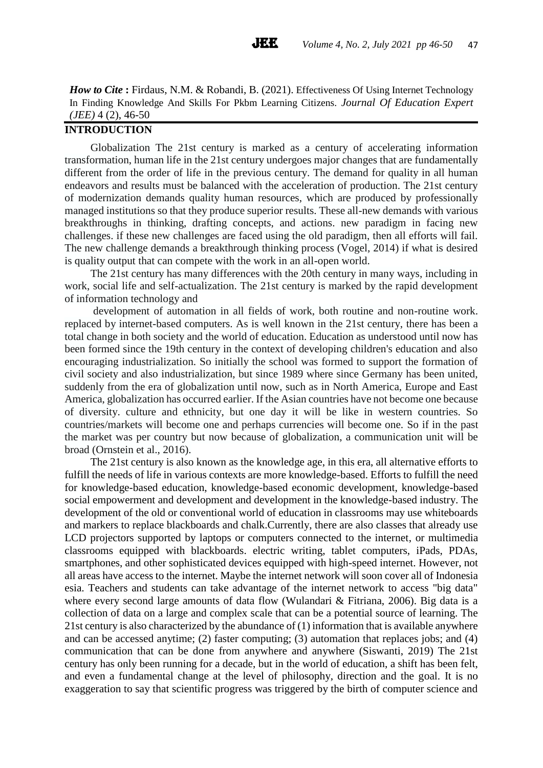***How to Cite*** **:** Firdaus, N.M. & Robandi, B. (2021). Effectiveness Of Using Internet Technology In Finding Knowledge And Skills For Pkbm Learning Citizens. *Journal Of Education Expert (JEE)* 4 (2), 46-50

## INTRODUCTION

Globalization The 21st century is marked as a century of accelerating information transformation, human life in the 21st century undergoes major changes that are fundamentally different from the order of life in the previous century. The demand for quality in all human endeavors and results must be balanced with the acceleration of production. The 21st century of modernization demands quality human resources, which are produced by professionally managed institutions so that they produce superior results. These all-new demands with various breakthroughs in thinking, drafting concepts, and actions. new paradigm in facing new challenges. if these new challenges are faced using the old paradigm, then all efforts will fail. The new challenge demands a breakthrough thinking process (Vogel, 2014) if what is desired is quality output that can compete with the work in an all-open world.

The 21st century has many differences with the 20th century in many ways, including in work, social life and self-actualization. The 21st century is marked by the rapid development of information technology and

development of automation in all fields of work, both routine and non-routine work. replaced by internet-based computers. As is well known in the 21st century, there has been a total change in both society and the world of education. Education as understood until now has been formed since the 19th century in the context of developing children's education and also encouraging industrialization. So initially the school was formed to support the formation of civil society and also industrialization, but since 1989 where since Germany has been united, suddenly from the era of globalization until now, such as in North America, Europe and East America, globalization has occurred earlier. If the Asian countries have not become one because of diversity. culture and ethnicity, but one day it will be like in western countries. So countries/markets will become one and perhaps currencies will become one. So if in the past the market was per country but now because of globalization, a communication unit will be broad (Ornstein et al., 2016).

The 21st century is also known as the knowledge age, in this era, all alternative efforts to fulfill the needs of life in various contexts are more knowledge-based. Efforts to fulfill the need for knowledge-based education, knowledge-based economic development, knowledge-based social empowerment and development and development in the knowledge-based industry. The development of the old or conventional world of education in classrooms may use whiteboards and markers to replace blackboards and chalk.Currently, there are also classes that already use LCD projectors supported by laptops or computers connected to the internet, or multimedia classrooms equipped with blackboards. electric writing, tablet computers, iPads, PDAs, smartphones, and other sophisticated devices equipped with high-speed internet. However, not all areas have access to the internet. Maybe the internet network will soon cover all of Indonesia esia. Teachers and students can take advantage of the internet network to access "big data" where every second large amounts of data flow (Wulandari & Fitriana, 2006). Big data is a collection of data on a large and complex scale that can be a potential source of learning. The 21st century is also characterized by the abundance of (1) information that is available anywhere and can be accessed anytime; (2) faster computing; (3) automation that replaces jobs; and (4) communication that can be done from anywhere and anywhere (Siswanti, 2019) The 21st century has only been running for a decade, but in the world of education, a shift has been felt, and even a fundamental change at the level of philosophy, direction and the goal. It is no exaggeration to say that scientific progress was triggered by the birth of computer science and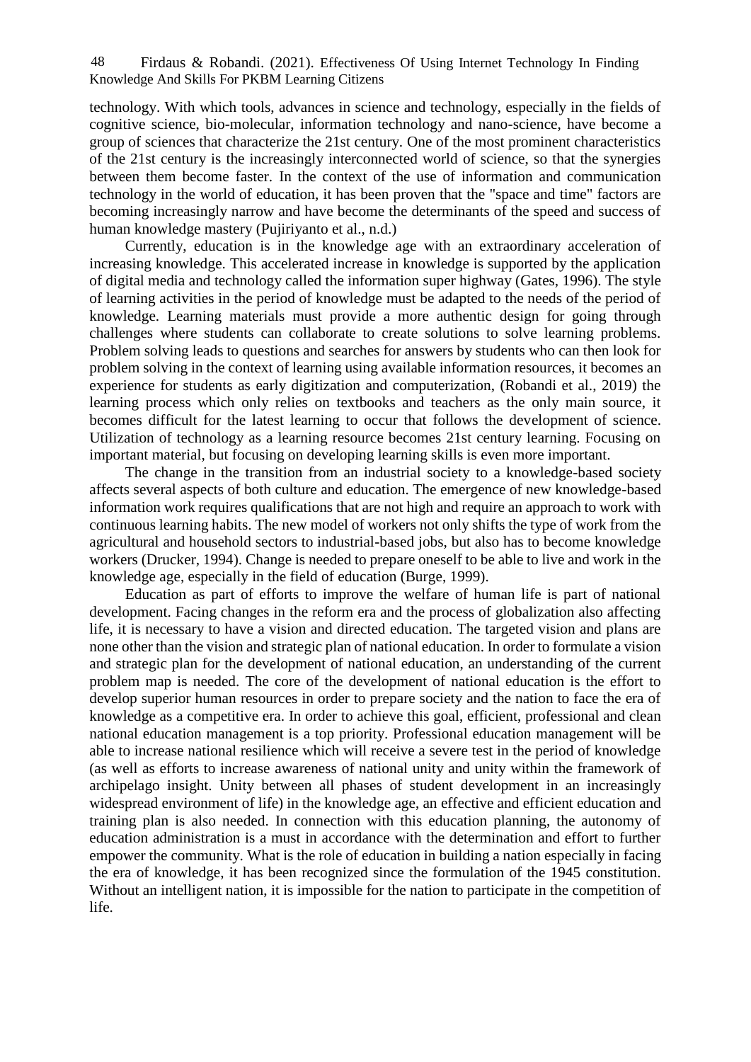technology. With which tools, advances in science and technology, especially in the fields of cognitive science, bio-molecular, information technology and nano-science, have become a group of sciences that characterize the 21st century. One of the most prominent characteristics of the 21st century is the increasingly interconnected world of science, so that the synergies between them become faster. In the context of the use of information and communication technology in the world of education, it has been proven that the "space and time" factors are becoming increasingly narrow and have become the determinants of the speed and success of human knowledge mastery (Pujiriyanto et al., n.d.)

Currently, education is in the knowledge age with an extraordinary acceleration of increasing knowledge. This accelerated increase in knowledge is supported by the application of digital media and technology called the information super highway (Gates, 1996). The style of learning activities in the period of knowledge must be adapted to the needs of the period of knowledge. Learning materials must provide a more authentic design for going through challenges where students can collaborate to create solutions to solve learning problems. Problem solving leads to questions and searches for answers by students who can then look for problem solving in the context of learning using available information resources, it becomes an experience for students as early digitization and computerization, (Robandi et al., 2019) the learning process which only relies on textbooks and teachers as the only main source, it becomes difficult for the latest learning to occur that follows the development of science. Utilization of technology as a learning resource becomes 21st century learning. Focusing on important material, but focusing on developing learning skills is even more important.

The change in the transition from an industrial society to a knowledge-based society affects several aspects of both culture and education. The emergence of new knowledge-based information work requires qualifications that are not high and require an approach to work with continuous learning habits. The new model of workers not only shifts the type of work from the agricultural and household sectors to industrial-based jobs, but also has to become knowledge workers (Drucker, 1994). Change is needed to prepare oneself to be able to live and work in the knowledge age, especially in the field of education (Burge, 1999).

Education as part of efforts to improve the welfare of human life is part of national development. Facing changes in the reform era and the process of globalization also affecting life, it is necessary to have a vision and directed education. The targeted vision and plans are none other than the vision and strategic plan of national education. In order to formulate a vision and strategic plan for the development of national education, an understanding of the current problem map is needed. The core of the development of national education is the effort to develop superior human resources in order to prepare society and the nation to face the era of knowledge as a competitive era. In order to achieve this goal, efficient, professional and clean national education management is a top priority. Professional education management will be able to increase national resilience which will receive a severe test in the period of knowledge (as well as efforts to increase awareness of national unity and unity within the framework of archipelago insight. Unity between all phases of student development in an increasingly widespread environment of life) in the knowledge age, an effective and efficient education and training plan is also needed. In connection with this education planning, the autonomy of education administration is a must in accordance with the determination and effort to further empower the community. What is the role of education in building a nation especially in facing the era of knowledge, it has been recognized since the formulation of the 1945 constitution. Without an intelligent nation, it is impossible for the nation to participate in the competition of life.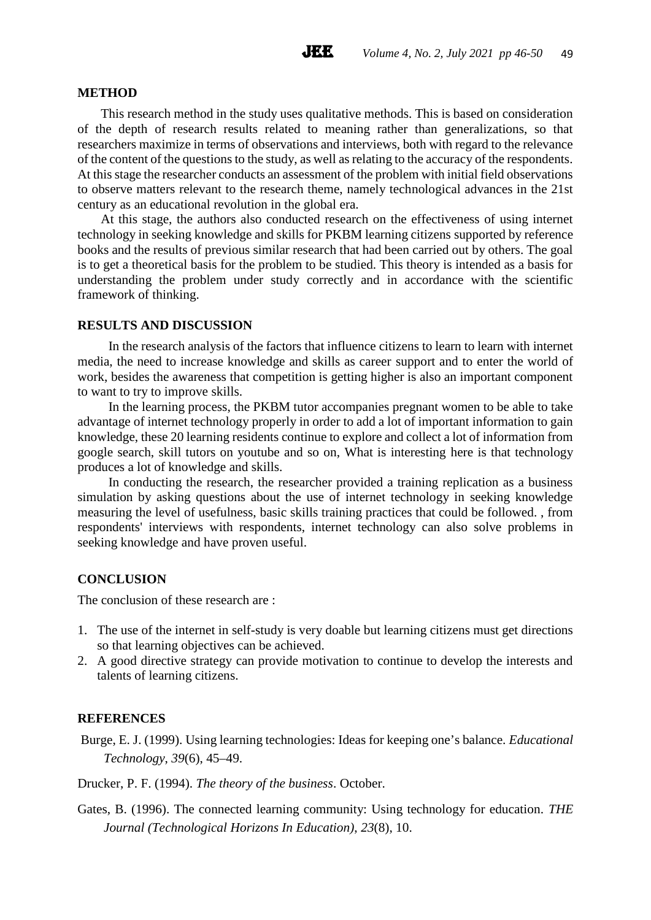## METHOD

This research method in the study uses qualitative methods. This is based on consideration of the depth of research results related to meaning rather than generalizations, so that researchers maximize in terms of observations and interviews, both with regard to the relevance of the content of the questions to the study, as well as relating to the accuracy of the respondents. At this stage the researcher conducts an assessment of the problem with initial field observations to observe matters relevant to the research theme, namely technological advances in the 21st century as an educational revolution in the global era.

At this stage, the authors also conducted research on the effectiveness of using internet technology in seeking knowledge and skills for PKBM learning citizens supported by reference books and the results of previous similar research that had been carried out by others. The goal is to get a theoretical basis for the problem to be studied. This theory is intended as a basis for understanding the problem under study correctly and in accordance with the scientific framework of thinking.

## RESULTS AND DISCUSSION

In the research analysis of the factors that influence citizens to learn to learn with internet media, the need to increase knowledge and skills as career support and to enter the world of work, besides the awareness that competition is getting higher is also an important component to want to try to improve skills.

In the learning process, the PKBM tutor accompanies pregnant women to be able to take advantage of internet technology properly in order to add a lot of important information to gain knowledge, these 20 learning residents continue to explore and collect a lot of information from google search, skill tutors on youtube and so on, What is interesting here is that technology produces a lot of knowledge and skills.

In conducting the research, the researcher provided a training replication as a business simulation by asking questions about the use of internet technology in seeking knowledge measuring the level of usefulness, basic skills training practices that could be followed. , from respondents' interviews with respondents, internet technology can also solve problems in seeking knowledge and have proven useful.

## CONCLUSION

The conclusion of these research are :

1. The use of the internet in self-study is very doable but learning citizens must get directions so that learning objectives can be achieved.
2. A good directive strategy can provide motivation to continue to develop the interests and talents of learning citizens.

## REFERENCES

Burge, E. J. (1999). Using learning technologies: Ideas for keeping one's balance. *Educational Technology*, *39*(6), 45–49.

Drucker, P. F. (1994). *The theory of the business*. October.

Gates, B. (1996). The connected learning community: Using technology for education. *THE Journal (Technological Horizons In Education)*, *23*(8), 10.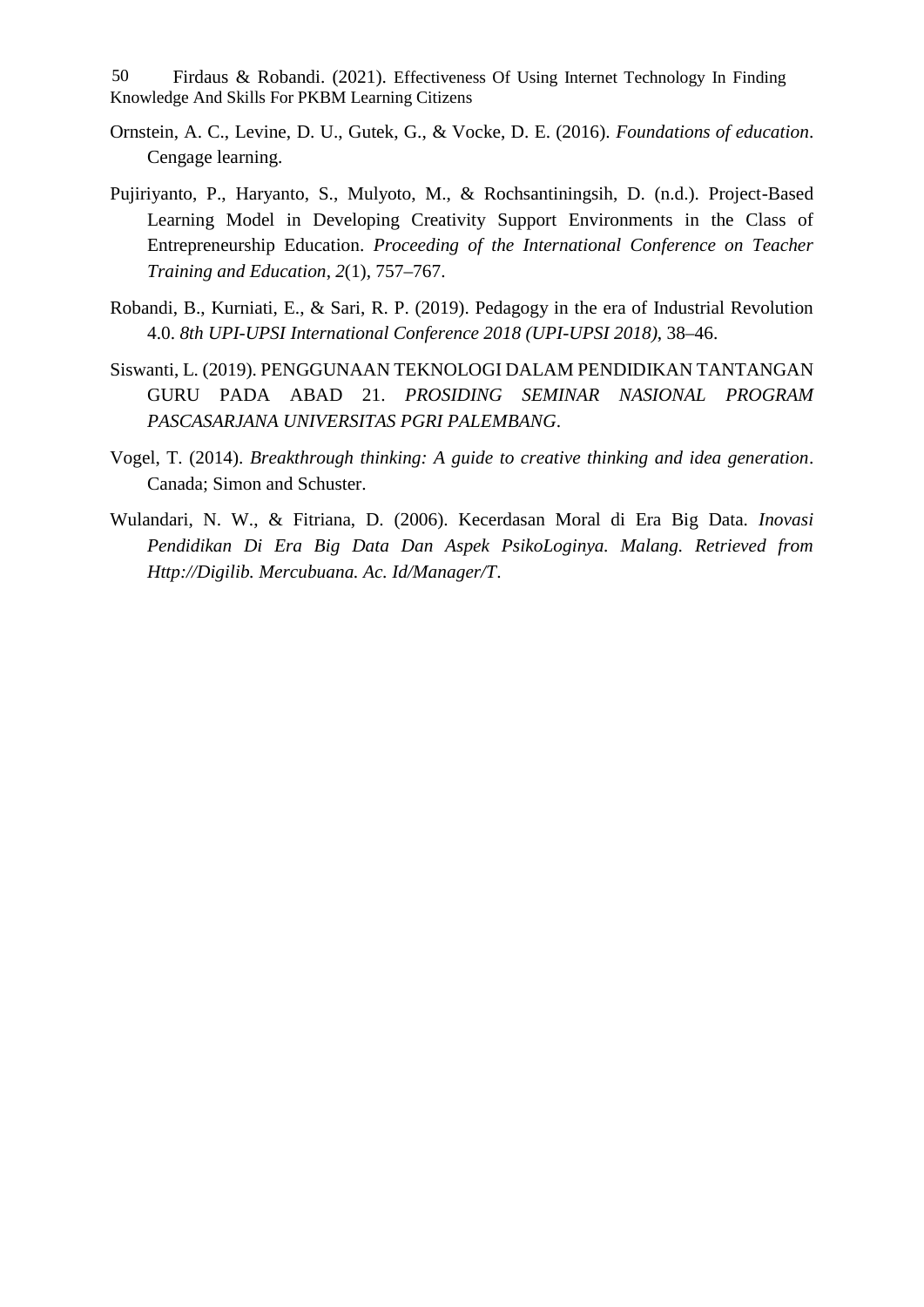Ornstein, A. C., Levine, D. U., Gutek, G., & Vocke, D. E. (2016). *Foundations of education*. Cengage learning.

Pujiriyanto, P., Haryanto, S., Mulyoto, M., & Rochsantiningsih, D. (n.d.). Project-Based Learning Model in Developing Creativity Support Environments in the Class of Entrepreneurship Education. *Proceeding of the International Conference on Teacher Training and Education*, *2*(1), 757–767.

Robandi, B., Kurniati, E., & Sari, R. P. (2019). Pedagogy in the era of Industrial Revolution 4.0. *8th UPI-UPSI International Conference 2018 (UPI-UPSI 2018)*, 38–46.

Siswanti, L. (2019). PENGGUNAAN TEKNOLOGI DALAM PENDIDIKAN TANTANGAN GURU PADA ABAD 21. *PROSIDING SEMINAR NASIONAL PROGRAM PASCASARJANA UNIVERSITAS PGRI PALEMBANG*.

Vogel, T. (2014). *Breakthrough thinking: A guide to creative thinking and idea generation*. Canada; Simon and Schuster.

Wulandari, N. W., & Fitriana, D. (2006). Kecerdasan Moral di Era Big Data. *Inovasi Pendidikan Di Era Big Data Dan Aspek PsikoLoginya. Malang. Retrieved from Http://Digilib. Mercubuana. Ac. Id/Manager/T*.